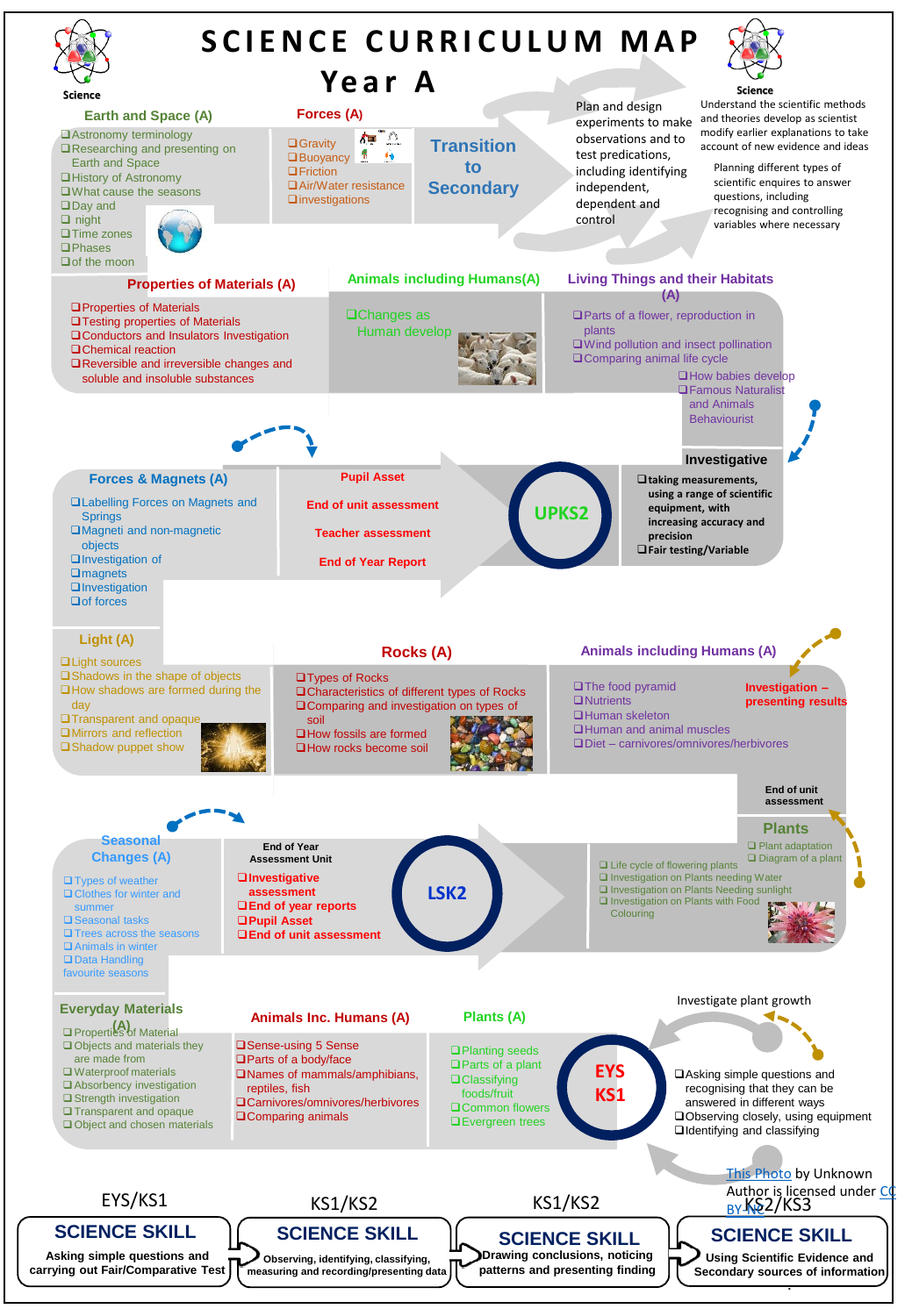# SCIENCE CURRICULUM MAP

## Year A

Science

### Earth and Space (A)

- Astronomy terminology
- Researching and presenting on Earth and Space
- History of Astronomy
- What cause the seasons
- Day and
- night
- Time zones
- Phases
- of the moon

### Forces (A)

- Gravity
- Buoyancy
- Friction
- Air/Water resistance
- investigations

### Transition to Secondary

Plan and design experiments to make observations and to test predications, including identifying independent, dependent and control

Science

Understand the scientific methods and theories develop as scientist modify earlier explanations to take account of new evidence and ideas

Planning different types of scientific enquires to answer questions, including recognising and controlling variables where necessary

### Properties of Materials (A)

- Properties of Materials
- Testing properties of Materials
- Conductors and Insulators Investigation
- Chemical reaction
- Reversible and irreversible changes and soluble and insoluble substances

### Animals including Humans(A)

- Changes as Human develop

### Living Things and their Habitats (A)

- Parts of a flower, reproduction in plants
- Wind pollution and insect pollination
- Comparing animal life cycle
- How babies develop
- Famous Naturalist and Animals Behaviourist

### Forces & Magnets (A)

- Labelling Forces on Magnets and Springs
- Magneti and non-magnetic objects
- Investigation of
- magnets
- Investigation
- of forces

**Pupil Asset**

**End of unit assessment**

**Teacher assessment**

**End of Year Report**

### UPKS2

### Investigative

- **taking measurements, using a range of scientific equipment, with increasing accuracy and precision**
- **Fair testing/Variable**

### Light (A)

- Light sources
- Shadows in the shape of objects
- How shadows are formed during the day
- Transparent and opaque
- Mirrors and reflection
- Shadow puppet show

### Rocks (A)

- Types of Rocks
- Characteristics of different types of Rocks
- Comparing and investigation on types of soil
- How fossils are formed
- How rocks become soil

### Animals including Humans (A)

- The food pyramid
- Nutrients
- Human skeleton
- Human and animal muscles
- Diet – carnivores/omnivores/herbivores

**Investigation – presenting results**

**End of unit assessment**

### Seasonal Changes (A)

- Types of weather
- Clothes for winter and summer
- Seasonal tasks
- Trees across the seasons
- Animals in winter
- Data Handling favourite seasons

**End of Year Assessment Unit**

- **Investigative assessment**
- **End of year reports**
- **Pupil Asset**
- **End of unit assessment**

### LSK2

### Plants

- Plant adaptation
- Diagram of a plant
- Life cycle of flowering plants
- Investigation on Plants needing Water
- Investigation on Plants Needing sunlight
- Investigation on Plants with Food Colouring

### Everyday Materials (A)

- Properties of Material
- Objects and materials they are made from
- Waterproof materials
- Absorbency investigation
- Strength investigation
- Transparent and opaque
- Object and chosen materials

### Animals Inc. Humans (A)

- Sense-using 5 Sense
- Parts of a body/face
- Names of mammals/amphibians, reptiles, fish
- Carnivores/omnivores/herbivores
- Comparing animals

### Plants (A)

- Planting seeds
- Parts of a plant
- Classifying foods/fruit
- Common flowers
- Evergreen trees

### EYS KS1

Investigate plant growth

- Asking simple questions and recognising that they can be answered in different ways
- Observing closely, using equipment
- Identifying and classifying

This Photo by Unknown Author is licensed under CC BY-NC

| EYS/KS1 | KS1/KS2 | KS1/KS2 | KS2/KS3 |
|---|---|---|---|
| **SCIENCE SKILL** | **SCIENCE SKILL** | **SCIENCE SKILL** | **SCIENCE SKILL** |
| **Asking simple questions and carrying out Fair/Comparative Test** | **Observing, identifying, classifying, measuring and recording/presenting data** | **Drawing conclusions, noticing patterns and presenting finding** | **Using Scientific Evidence and Secondary sources of information** |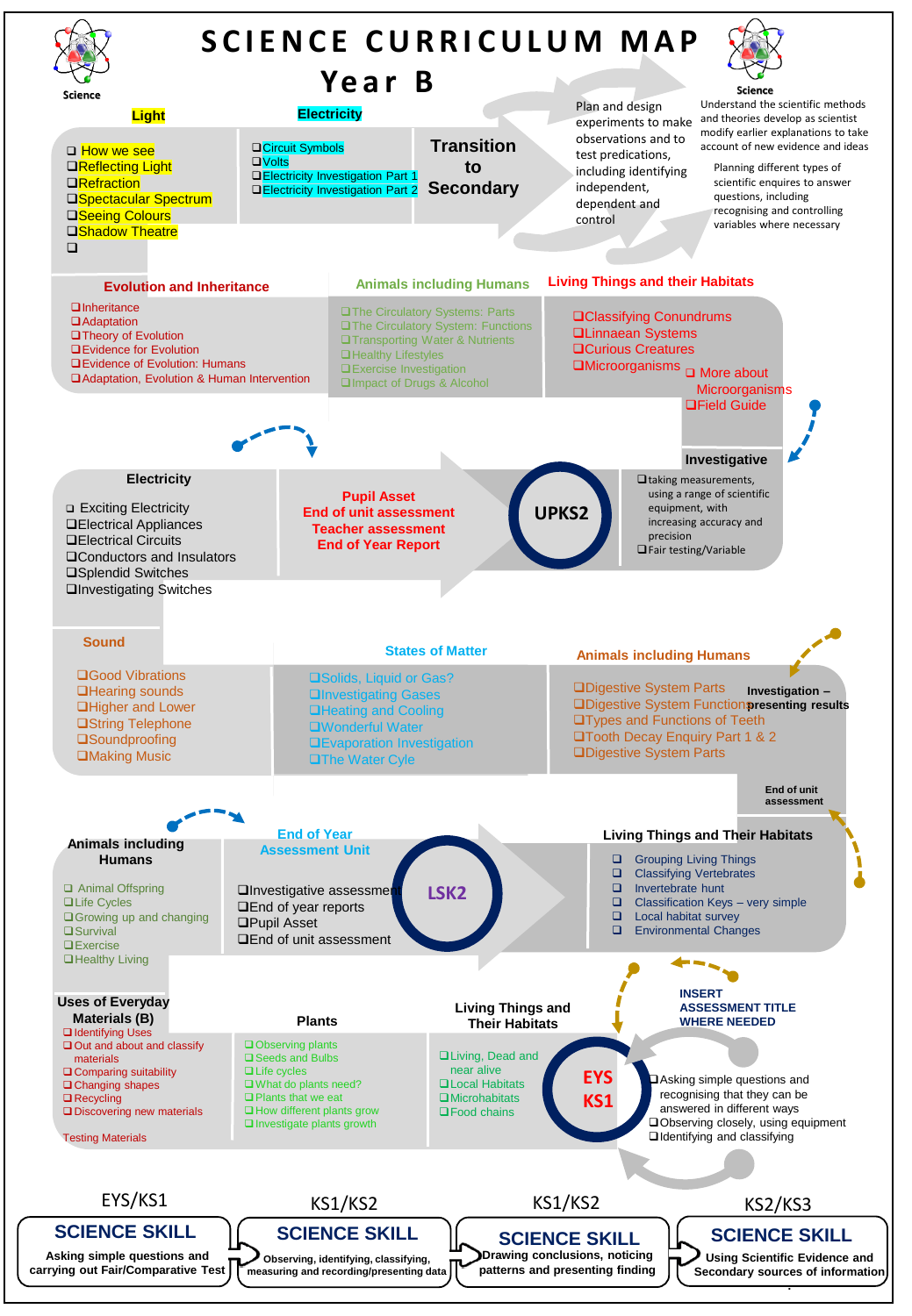# SCIENCE CURRICULUM MAP

## Year B

Science

**Light**

- How we see
- Reflecting Light
- Refraction
- Spectacular Spectrum
- Seeing Colours
- Shadow Theatre

**Electricity**

- Circuit Symbols
- Volts
- Electricity Investigation Part 1
- Electricity Investigation Part 2

**Transition to Secondary**

Plan and design experiments to make observations and to test predications, including identifying independent, dependent and control

Science

Understand the scientific methods and theories develop as scientist modify earlier explanations to take account of new evidence and ideas

Planning different types of scientific enquires to answer questions, including recognising and controlling variables where necessary

**Evolution and Inheritance**

- Inheritance
- Adaptation
- Theory of Evolution
- Evidence for Evolution
- Evidence of Evolution: Humans
- Adaptation, Evolution & Human Intervention

**Animals including Humans**

- The Circulatory Systems: Parts
- The Circulatory System: Functions
- Transporting Water & Nutrients
- Healthy Lifestyles
- Exercise Investigation
- Impact of Drugs & Alcohol

**Living Things and their Habitats**

- Classifying Conundrums
- Linnaean Systems
- Curious Creatures
- Microorganisms
- More about Microorganisms
- Field Guide

**Investigative**

- taking measurements, using a range of scientific equipment, with increasing accuracy and precision
- Fair testing/Variable

**Electricity**

- Exciting Electricity
- Electrical Appliances
- Electrical Circuits
- Conductors and Insulators
- Splendid Switches
- Investigating Switches

**Pupil Asset**
**End of unit assessment**
**Teacher assessment**
**End of Year Report**

**UPKS2**

**Sound**

- Good Vibrations
- Hearing sounds
- Higher and Lower
- String Telephone
- Soundproofing
- Making Music

**States of Matter**

- Solids, Liquid or Gas?
- Investigating Gases
- Heating and Cooling
- Wonderful Water
- Evaporation Investigation
- The Water Cyle

**Animals including Humans**

- Digestive System Parts
- Digestive System Function
- Types and Functions of Teeth
- Tooth Decay Enquiry Part 1 & 2
- Digestive System Parts

**Investigation – presenting results**

**End of unit assessment**

**Animals including Humans**

- Animal Offspring
- Life Cycles
- Growing up and changing
- Survival
- Exercise
- Healthy Living

**End of Year Assessment Unit**

- Investigative assessment
- End of year reports
- Pupil Asset
- End of unit assessment

**LSK2**

**Living Things and Their Habitats**

- Grouping Living Things
- Classifying Vertebrates
- Invertebrate hunt
- Classification Keys – very simple
- Local habitat survey
- Environmental Changes

**Uses of Everyday Materials (B)**

- Identifying Uses
- Out and about and classify materials
- Comparing suitability
- Changing shapes
- Recycling
- Discovering new materials

Testing Materials

**Plants**

- Observing plants
- Seeds and Bulbs
- Life cycles
- What do plants need?
- Plants that we eat
- How different plants grow
- Investigate plants growth

**Living Things and Their Habitats**

- Living, Dead and near alive
- Local Habitats
- Microhabitats
- Food chains

**EYS KS1**

**INSERT ASSESSMENT TITLE WHERE NEEDED**

- Asking simple questions and recognising that they can be answered in different ways
- Observing closely, using equipment
- Identifying and classifying

| EYS/KS1 | KS1/KS2 | KS1/KS2 | KS2/KS3 |
|---|---|---|---|
| **SCIENCE SKILL** Asking simple questions and carrying out Fair/Comparative Test | **SCIENCE SKILL** Observing, identifying, classifying, measuring and recording/presenting data | **SCIENCE SKILL** Drawing conclusions, noticing patterns and presenting finding | **SCIENCE SKILL** Using Scientific Evidence and Secondary sources of information |